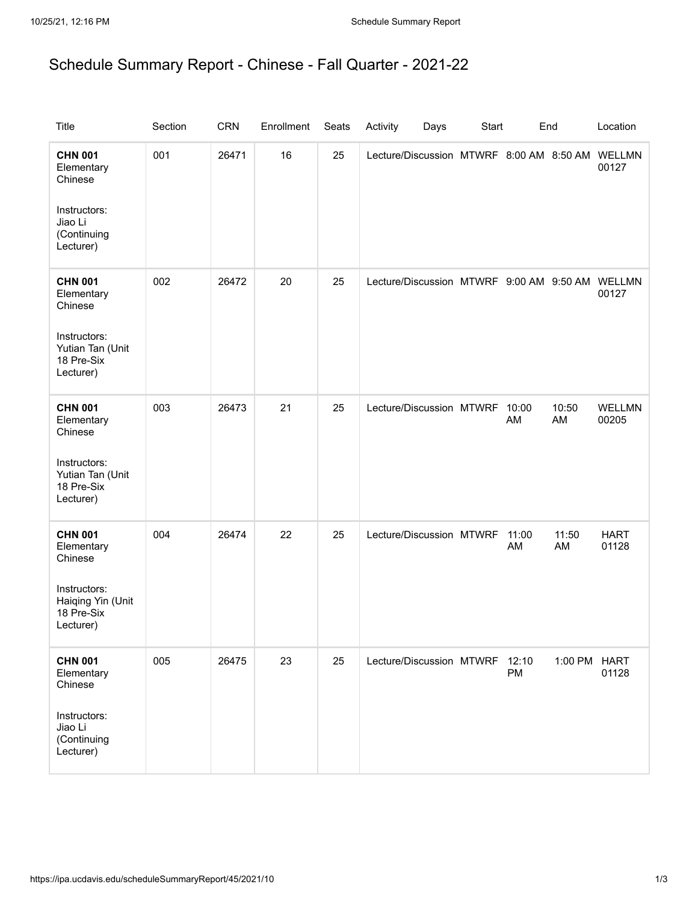# Schedule Summary Report - Chinese - Fall Quarter - 2021-22

| Title | Section | CRN | Enrollment | Seats | Activity | Days | Start | End | Location |
|---|---|---|---|---|---|---|---|---|---|
| **CHN 001** Elementary Chinese<br><br>Instructors: Jiao Li (Continuing Lecturer) | 001 | 26471 | 16 | 25 | Lecture/Discussion | MTWRF | 8:00 AM | 8:50 AM | WELLMN 00127 |
| **CHN 001** Elementary Chinese<br><br>Instructors: Yutian Tan (Unit 18 Pre-Six Lecturer) | 002 | 26472 | 20 | 25 | Lecture/Discussion | MTWRF | 9:00 AM | 9:50 AM | WELLMN 00127 |
| **CHN 001** Elementary Chinese<br><br>Instructors: Yutian Tan (Unit 18 Pre-Six Lecturer) | 003 | 26473 | 21 | 25 | Lecture/Discussion | MTWRF | 10:00 AM | 10:50 AM | WELLMN 00205 |
| **CHN 001** Elementary Chinese<br><br>Instructors: Haiqing Yin (Unit 18 Pre-Six Lecturer) | 004 | 26474 | 22 | 25 | Lecture/Discussion | MTWRF | 11:00 AM | 11:50 AM | HART 01128 |
| **CHN 001** Elementary Chinese<br><br>Instructors: Jiao Li (Continuing Lecturer) | 005 | 26475 | 23 | 25 | Lecture/Discussion | MTWRF | 12:10 PM | 1:00 PM | HART 01128 |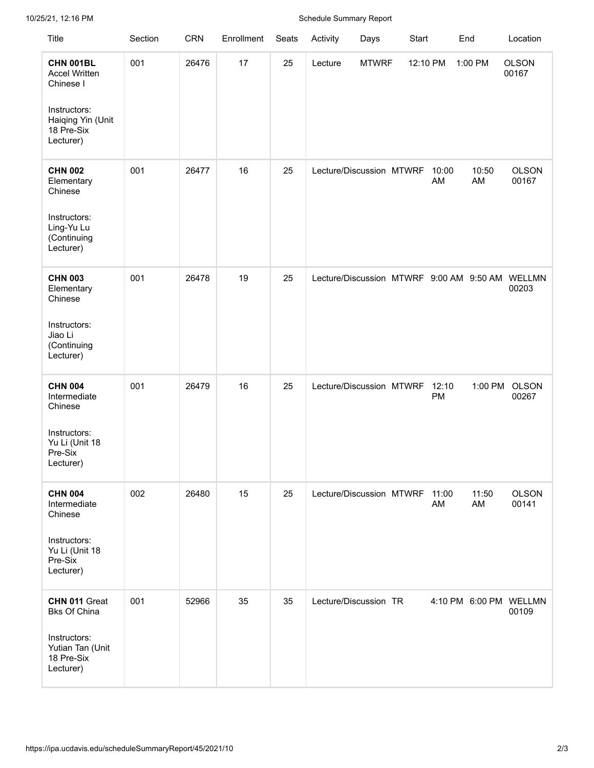| Title | Section | CRN | Enrollment | Seats | Activity | Days | Start | End | Location |
| --- | --- | --- | --- | --- | --- | --- | --- | --- | --- |
| **CHN 001BL** Accel Written Chinese I<br><br>Instructors: Haiqing Yin (Unit 18 Pre-Six Lecturer) | 001 | 26476 | 17 | 25 | Lecture | MTWRF | 12:10 PM | 1:00 PM | OLSON 00167 |
| **CHN 002** Elementary Chinese<br><br>Instructors: Ling-Yu Lu (Continuing Lecturer) | 001 | 26477 | 16 | 25 | Lecture/Discussion | MTWRF | 10:00 AM | 10:50 AM | OLSON 00167 |
| **CHN 003** Elementary Chinese<br><br>Instructors: Jiao Li (Continuing Lecturer) | 001 | 26478 | 19 | 25 | Lecture/Discussion | MTWRF | 9:00 AM | 9:50 AM | WELLMN 00203 |
| **CHN 004** Intermediate Chinese<br><br>Instructors: Yu Li (Unit 18 Pre-Six Lecturer) | 001 | 26479 | 16 | 25 | Lecture/Discussion | MTWRF | 12:10 PM | 1:00 PM | OLSON 00267 |
| **CHN 004** Intermediate Chinese<br><br>Instructors: Yu Li (Unit 18 Pre-Six Lecturer) | 002 | 26480 | 15 | 25 | Lecture/Discussion | MTWRF | 11:00 AM | 11:50 AM | OLSON 00141 |
| **CHN 011** Great Bks Of China<br><br>Instructors: Yutian Tan (Unit 18 Pre-Six Lecturer) | 001 | 52966 | 35 | 35 | Lecture/Discussion | TR | 4:10 PM | 6:00 PM | WELLMN 00109 |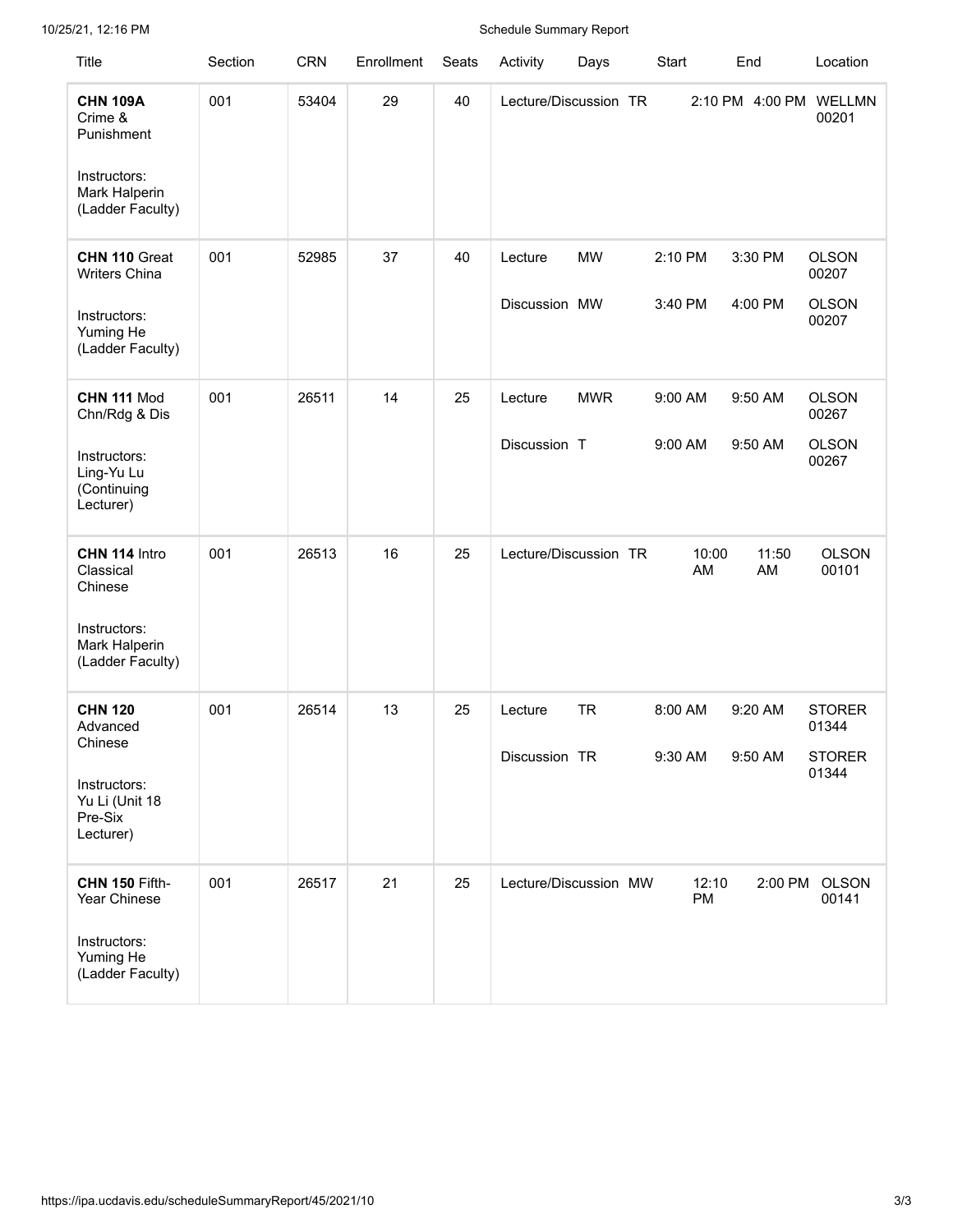| Title | Section | CRN | Enrollment | Seats | Activity | Days | Start | End | Location |
|---|---|---|---|---|---|---|---|---|---|
| **CHN 109A** Crime & Punishment<br><br>Instructors:<br>Mark Halperin (Ladder Faculty) | 001 | 53404 | 29 | 40 | Lecture/Discussion | TR | 2:10 PM | 4:00 PM | WELLMN 00201 |
| **CHN 110** Great Writers China<br><br>Instructors:<br>Yuming He (Ladder Faculty) | 001 | 52985 | 37 | 40 | Lecture<br><br>Discussion | MW<br><br>MW | 2:10 PM<br><br>3:40 PM | 3:30 PM<br><br>4:00 PM | OLSON 00207<br><br>OLSON 00207 |
| **CHN 111** Mod Chn/Rdg & Dis<br><br>Instructors:<br>Ling-Yu Lu (Continuing Lecturer) | 001 | 26511 | 14 | 25 | Lecture<br><br>Discussion | MWR<br><br>T | 9:00 AM<br><br>9:00 AM | 9:50 AM<br><br>9:50 AM | OLSON 00267<br><br>OLSON 00267 |
| **CHN 114** Intro Classical Chinese<br><br>Instructors:<br>Mark Halperin (Ladder Faculty) | 001 | 26513 | 16 | 25 | Lecture/Discussion | TR | 10:00 AM | 11:50 AM | OLSON 00101 |
| **CHN 120** Advanced Chinese<br><br>Instructors:<br>Yu Li (Unit 18 Pre-Six Lecturer) | 001 | 26514 | 13 | 25 | Lecture<br><br>Discussion | TR<br><br>TR | 8:00 AM<br><br>9:30 AM | 9:20 AM<br><br>9:50 AM | STORER 01344<br><br>STORER 01344 |
| **CHN 150** Fifth-Year Chinese<br><br>Instructors:<br>Yuming He (Ladder Faculty) | 001 | 26517 | 21 | 25 | Lecture/Discussion | MW | 12:10 PM | 2:00 PM | OLSON 00141 |